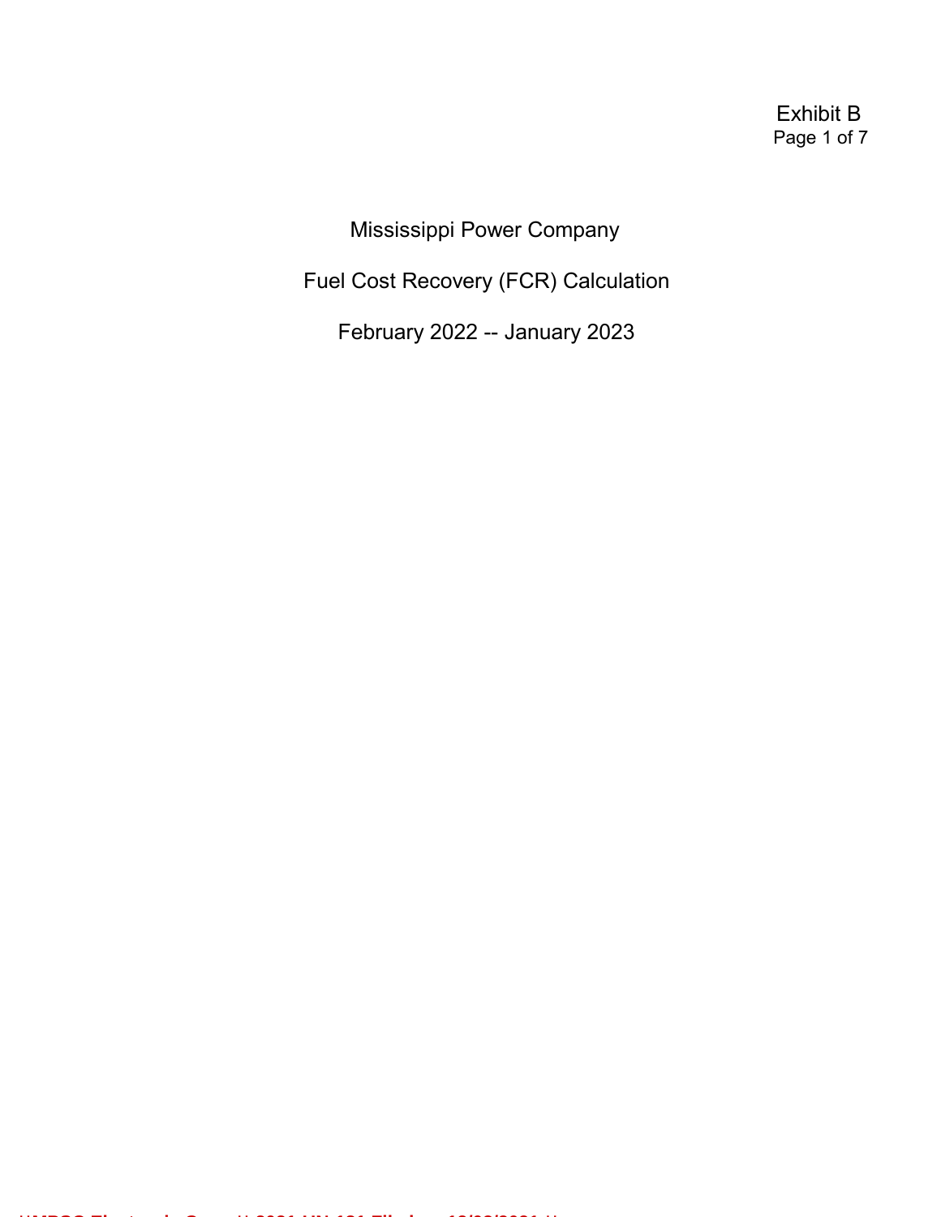Exhibit B

Page 1 of 7

# Mississippi Power Company

## Fuel Cost Recovery (FCR) Calculation

## February 2022 -- January 2023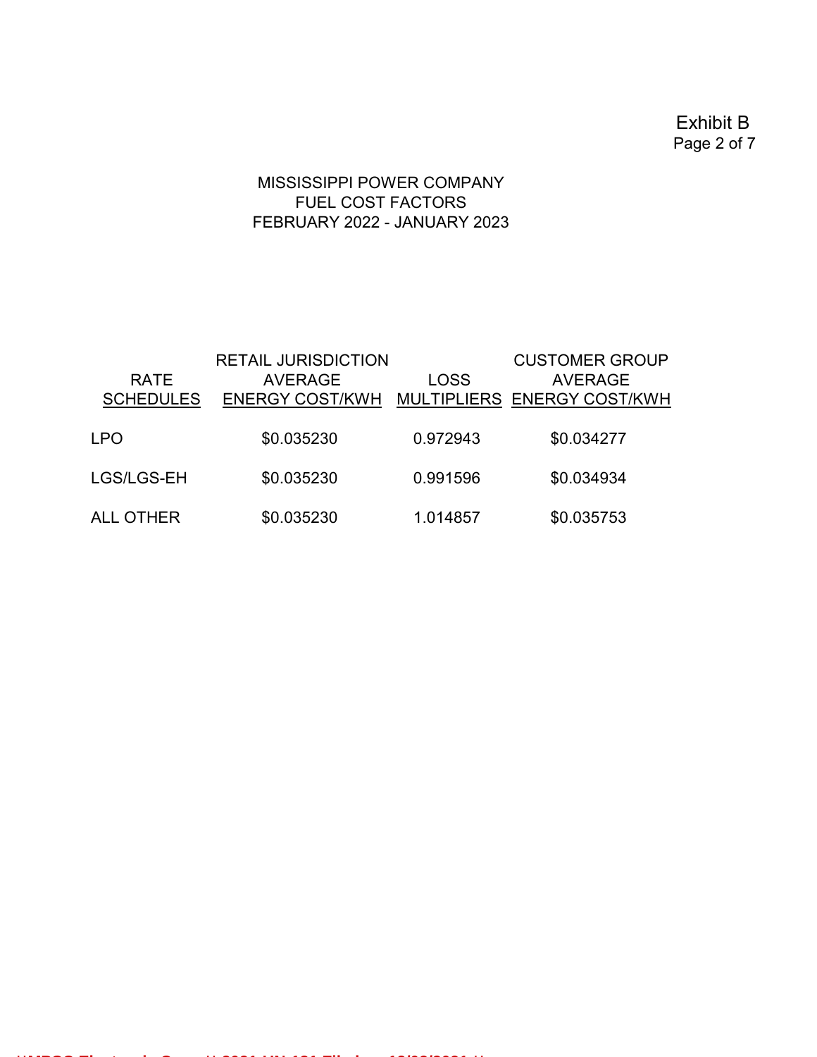Exhibit B

MISSISSIPPI POWER COMPANY
FUEL COST FACTORS
FEBRUARY 2022 - JANUARY 2023

| RATE SCHEDULES | RETAIL JURISDICTION AVERAGE ENERGY COST/KWH | LOSS MULTIPLIERS | CUSTOMER GROUP AVERAGE ENERGY COST/KWH |
|---|---|---|---|
| LPO | $0.035230 | 0.972943 | $0.034277 |
| LGS/LGS-EH | $0.035230 | 0.991596 | $0.034934 |
| ALL OTHER | $0.035230 | 1.014857 | $0.035753 |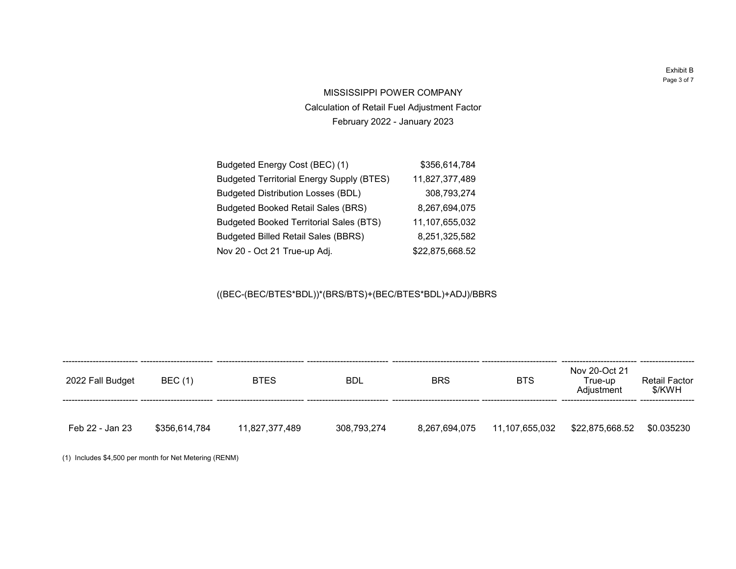Exhibit B

# MISSISSIPPI POWER COMPANY

## Calculation of Retail Fuel Adjustment Factor

### February 2022 - January 2023

| | |
|---|---|
| Budgeted Energy Cost (BEC) (1) | $356,614,784 |
| Budgeted Territorial Energy Supply (BTES) | 11,827,377,489 |
| Budgeted Distribution Losses (BDL) | 308,793,274 |
| Budgeted Booked Retail Sales (BRS) | 8,267,694,075 |
| Budgeted Booked Territorial Sales (BTS) | 11,107,655,032 |
| Budgeted Billed Retail Sales (BBRS) | 8,251,325,582 |
| Nov 20 - Oct 21 True-up Adj. | $22,875,668.52 |

((BEC-(BEC/BTES*BDL))*(BRS/BTS)+(BEC/BTES*BDL)+ADJ)/BBRS

| 2022 Fall Budget | BEC (1) | BTES | BDL | BRS | BTS | Nov 20-Oct 21 True-up Adjustment | Retail Factor $/KWH |
|---|---|---|---|---|---|---|---|
| Feb 22 - Jan 23 | $356,614,784 | 11,827,377,489 | 308,793,274 | 8,267,694,075 | 11,107,655,032 | $22,875,668.52 | $0.035230 |

(1) Includes $4,500 per month for Net Metering (RENM)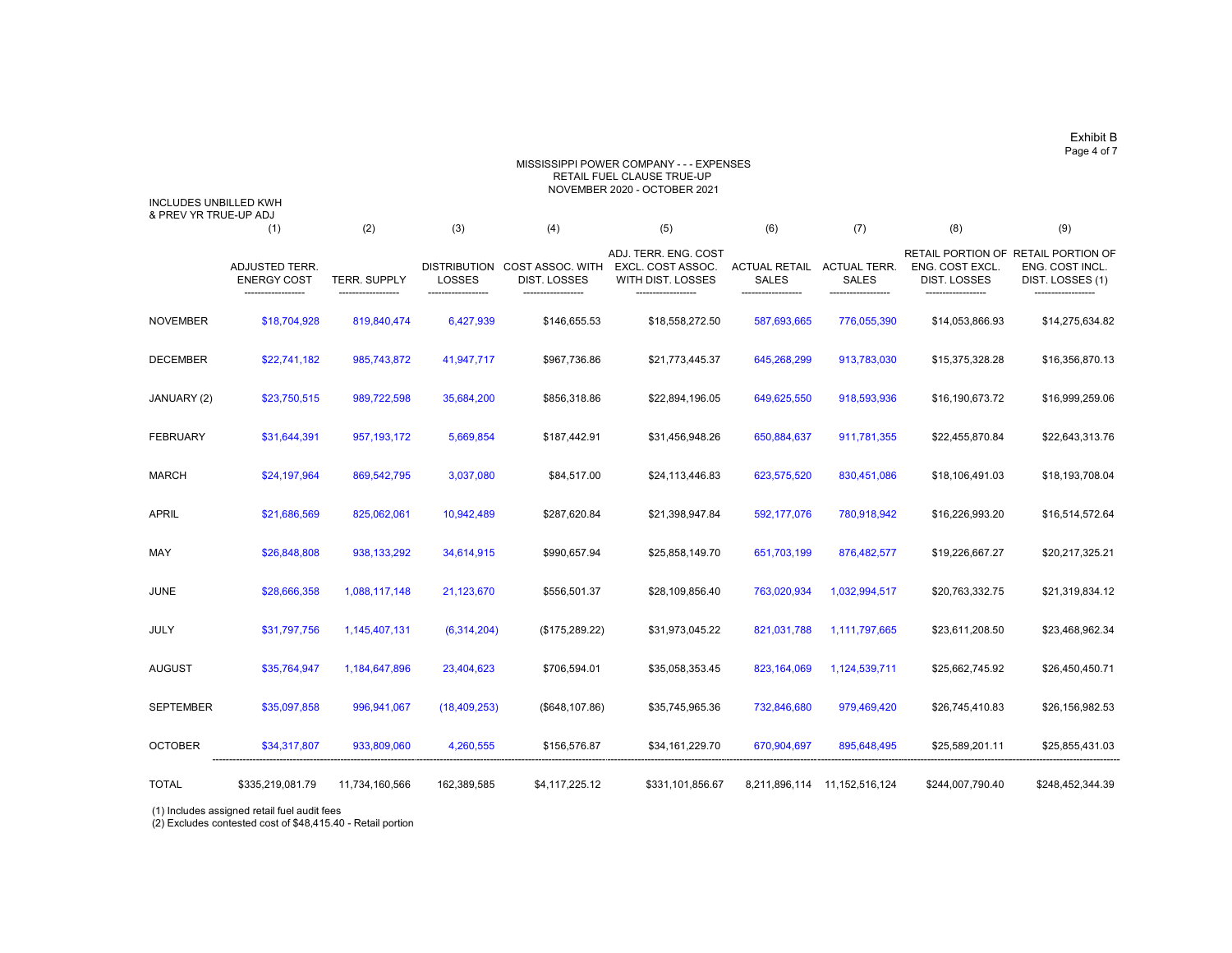Exhibit B

MISSISSIPPI POWER COMPANY - - - EXPENSES
RETAIL FUEL CLAUSE TRUE-UP
NOVEMBER 2020 - OCTOBER 2021

INCLUDES UNBILLED KWH
& PREV YR TRUE-UP ADJ

| | (1) | (2) | (3) | (4) | (5) | (6) | (7) | (8) | (9) |
|---|---|---|---|---|---|---|---|---|---|
| | ADJUSTED TERR. ENERGY COST | TERR. SUPPLY | DISTRIBUTION LOSSES | COST ASSOC. WITH DIST. LOSSES | ADJ. TERR. ENG. COST EXCL. COST ASSOC. WITH DIST. LOSSES | ACTUAL RETAIL SALES | ACTUAL TERR. SALES | RETAIL PORTION OF ENG. COST EXCL. DIST. LOSSES | RETAIL PORTION OF ENG. COST INCL. DIST. LOSSES (1) |
| NOVEMBER | $18,704,928 | 819,840,474 | 6,427,939 | $146,655.53 | $18,558,272.50 | 587,693,665 | 776,055,390 | $14,053,866.93 | $14,275,634.82 |
| DECEMBER | $22,741,182 | 985,743,872 | 41,947,717 | $967,736.86 | $21,773,445.37 | 645,268,299 | 913,783,030 | $15,375,328.28 | $16,356,870.13 |
| JANUARY (2) | $23,750,515 | 989,722,598 | 35,684,200 | $856,318.86 | $22,894,196.05 | 649,625,550 | 918,593,936 | $16,190,673.72 | $16,999,259.06 |
| FEBRUARY | $31,644,391 | 957,193,172 | 5,669,854 | $187,442.91 | $31,456,948.26 | 650,884,637 | 911,781,355 | $22,455,870.84 | $22,643,313.76 |
| MARCH | $24,197,964 | 869,542,795 | 3,037,080 | $84,517.00 | $24,113,446.83 | 623,575,520 | 830,451,086 | $18,106,491.03 | $18,193,708.04 |
| APRIL | $21,686,569 | 825,062,061 | 10,942,489 | $287,620.84 | $21,398,947.84 | 592,177,076 | 780,918,942 | $16,226,993.20 | $16,514,572.64 |
| MAY | $26,848,808 | 938,133,292 | 34,614,915 | $990,657.94 | $25,858,149.70 | 651,703,199 | 876,482,577 | $19,226,667.27 | $20,217,325.21 |
| JUNE | $28,666,358 | 1,088,117,148 | 21,123,670 | $556,501.37 | $28,109,856.40 | 763,020,934 | 1,032,994,517 | $20,763,332.75 | $21,319,834.12 |
| JULY | $31,797,756 | 1,145,407,131 | (6,314,204) | ($175,289.22) | $31,973,045.22 | 821,031,788 | 1,111,797,665 | $23,611,208.50 | $23,468,962.34 |
| AUGUST | $35,764,947 | 1,184,647,896 | 23,404,623 | $706,594.01 | $35,058,353.45 | 823,164,069 | 1,124,539,711 | $25,662,745.92 | $26,450,450.71 |
| SEPTEMBER | $35,097,858 | 996,941,067 | (18,409,253) | ($648,107.86) | $35,745,965.36 | 732,846,680 | 979,469,420 | $26,745,410.83 | $26,156,982.53 |
| OCTOBER | $34,317,807 | 933,809,060 | 4,260,555 | $156,576.87 | $34,161,229.70 | 670,904,697 | 895,648,495 | $25,589,201.11 | $25,855,431.03 |
| TOTAL | $335,219,081.79 | 11,734,160,566 | 162,389,585 | $4,117,225.12 | $331,101,856.67 | 8,211,896,114 | 11,152,516,124 | $244,007,790.40 | $248,452,344.39 |

(1) Includes assigned retail fuel audit fees
(2) Excludes contested cost of $48,415.40 - Retail portion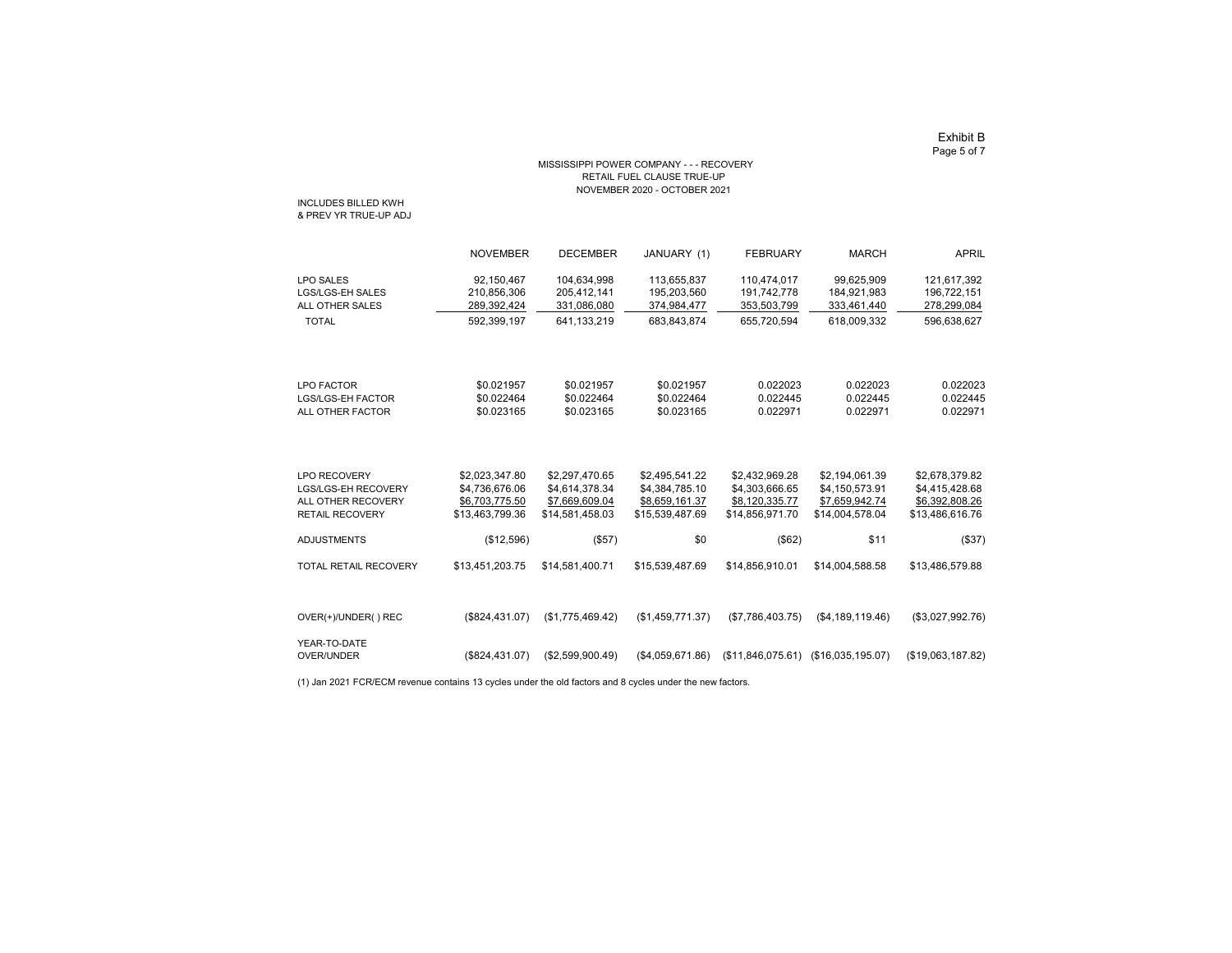Exhibit B

MISSISSIPPI POWER COMPANY - - - RECOVERY
RETAIL FUEL CLAUSE TRUE-UP
NOVEMBER 2020 - OCTOBER 2021

INCLUDES BILLED KWH
& PREV YR TRUE-UP ADJ

| | NOVEMBER | DECEMBER | JANUARY (1) | FEBRUARY | MARCH | APRIL |
|---|---|---|---|---|---|---|
| LPO SALES | 92,150,467 | 104,634,998 | 113,655,837 | 110,474,017 | 99,625,909 | 121,617,392 |
| LGS/LGS-EH SALES | 210,856,306 | 205,412,141 | 195,203,560 | 191,742,778 | 184,921,983 | 196,722,151 |
| ALL OTHER SALES | 289,392,424 | 331,086,080 | 374,984,477 | 353,503,799 | 333,461,440 | 278,299,084 |
| TOTAL | 592,399,197 | 641,133,219 | 683,843,874 | 655,720,594 | 618,009,332 | 596,638,627 |
| | | | | | | |
| LPO FACTOR | $0.021957 | $0.021957 | $0.021957 | 0.022023 | 0.022023 | 0.022023 |
| LGS/LGS-EH FACTOR | $0.022464 | $0.022464 | $0.022464 | 0.022445 | 0.022445 | 0.022445 |
| ALL OTHER FACTOR | $0.023165 | $0.023165 | $0.023165 | 0.022971 | 0.022971 | 0.022971 |
| | | | | | | |
| LPO RECOVERY | $2,023,347.80 | $2,297,470.65 | $2,495,541.22 | $2,432,969.28 | $2,194,061.39 | $2,678,379.82 |
| LGS/LGS-EH RECOVERY | $4,736,676.06 | $4,614,378.34 | $4,384,785.10 | $4,303,666.65 | $4,150,573.91 | $4,415,428.68 |
| ALL OTHER RECOVERY | $6,703,775.50 | $7,669,609.04 | $8,659,161.37 | $8,120,335.77 | $7,659,942.74 | $6,392,808.26 |
| RETAIL RECOVERY | $13,463,799.36 | $14,581,458.03 | $15,539,487.69 | $14,856,971.70 | $14,004,578.04 | $13,486,616.76 |
| ADJUSTMENTS | ($12,596) | ($57) | $0 | ($62) | $11 | ($37) |
| TOTAL RETAIL RECOVERY | $13,451,203.75 | $14,581,400.71 | $15,539,487.69 | $14,856,910.01 | $14,004,588.58 | $13,486,579.88 |
| | | | | | | |
| OVER(+)/UNDER( ) REC | ($824,431.07) | ($1,775,469.42) | ($1,459,771.37) | ($7,786,403.75) | ($4,189,119.46) | ($3,027,992.76) |
| YEAR-TO-DATE OVER/UNDER | ($824,431.07) | ($2,599,900.49) | ($4,059,671.86) | ($11,846,075.61) | ($16,035,195.07) | ($19,063,187.82) |

(1) Jan 2021 FCR/ECM revenue contains 13 cycles under the old factors and 8 cycles under the new factors.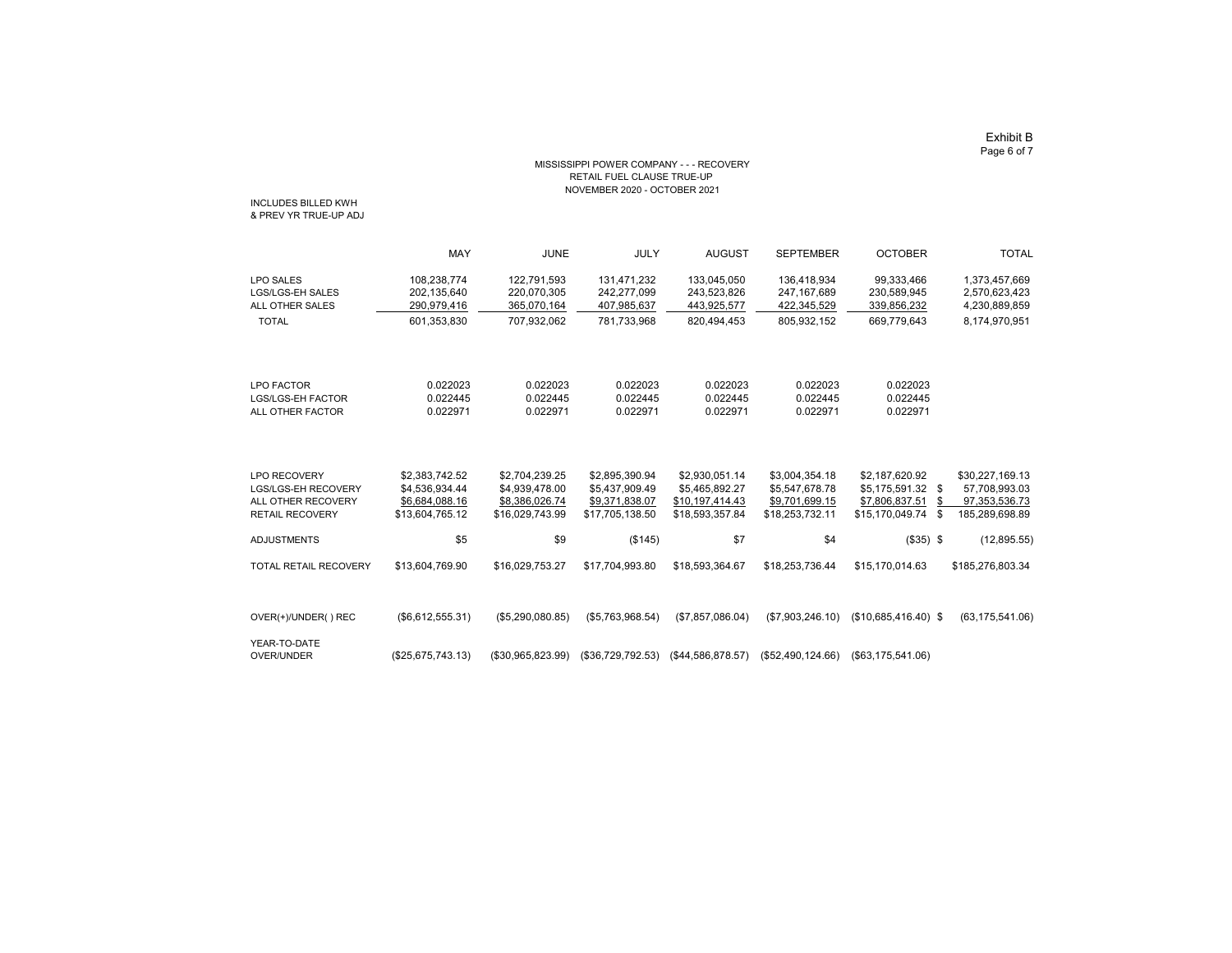Exhibit B

MISSISSIPPI POWER COMPANY - - - RECOVERY
RETAIL FUEL CLAUSE TRUE-UP
NOVEMBER 2020 - OCTOBER 2021

INCLUDES BILLED KWH
& PREV YR TRUE-UP ADJ

| | MAY | JUNE | JULY | AUGUST | SEPTEMBER | OCTOBER | TOTAL |
|---|---|---|---|---|---|---|---|
| LPO SALES | 108,238,774 | 122,791,593 | 131,471,232 | 133,045,050 | 136,418,934 | 99,333,466 | 1,373,457,669 |
| LGS/LGS-EH SALES | 202,135,640 | 220,070,305 | 242,277,099 | 243,523,826 | 247,167,689 | 230,589,945 | 2,570,623,423 |
| ALL OTHER SALES | 290,979,416 | 365,070,164 | 407,985,637 | 443,925,577 | 422,345,529 | 339,856,232 | 4,230,889,859 |
| TOTAL | 601,353,830 | 707,932,062 | 781,733,968 | 820,494,453 | 805,932,152 | 669,779,643 | 8,174,970,951 |
| | | | | | | | |
| LPO FACTOR | 0.022023 | 0.022023 | 0.022023 | 0.022023 | 0.022023 | 0.022023 | |
| LGS/LGS-EH FACTOR | 0.022445 | 0.022445 | 0.022445 | 0.022445 | 0.022445 | 0.022445 | |
| ALL OTHER FACTOR | 0.022971 | 0.022971 | 0.022971 | 0.022971 | 0.022971 | 0.022971 | |
| | | | | | | | |
| LPO RECOVERY | $2,383,742.52 | $2,704,239.25 | $2,895,390.94 | $2,930,051.14 | $3,004,354.18 | $2,187,620.92 | $30,227,169.13 |
| LGS/LGS-EH RECOVERY | $4,536,934.44 | $4,939,478.00 | $5,437,909.49 | $5,465,892.27 | $5,547,678.78 | $5,175,591.32 | $ 57,708,993.03 |
| ALL OTHER RECOVERY | $6,684,088.16 | $8,386,026.74 | $9,371,838.07 | $10,197,414.43 | $9,701,699.15 | $7,806,837.51 | $ 97,353,536.73 |
| RETAIL RECOVERY | $13,604,765.12 | $16,029,743.99 | $17,705,138.50 | $18,593,357.84 | $18,253,732.11 | $15,170,049.74 | $ 185,289,698.89 |
| | | | | | | | |
| ADJUSTMENTS | $5 | $9 | ($145) | $7 | $4 | ($35) | $ (12,895.55) |
| | | | | | | | |
| TOTAL RETAIL RECOVERY | $13,604,769.90 | $16,029,753.27 | $17,704,993.80 | $18,593,364.67 | $18,253,736.44 | $15,170,014.63 | $185,276,803.34 |
| | | | | | | | |
| OVER(+)/UNDER( ) REC | ($6,612,555.31) | ($5,290,080.85) | ($5,763,968.54) | ($7,857,086.04) | ($7,903,246.10) | ($10,685,416.40) | $ (63,175,541.06) |
| | | | | | | | |
| YEAR-TO-DATE OVER/UNDER | ($25,675,743.13) | ($30,965,823.99) | ($36,729,792.53) | ($44,586,878.57) | ($52,490,124.66) | ($63,175,541.06) | |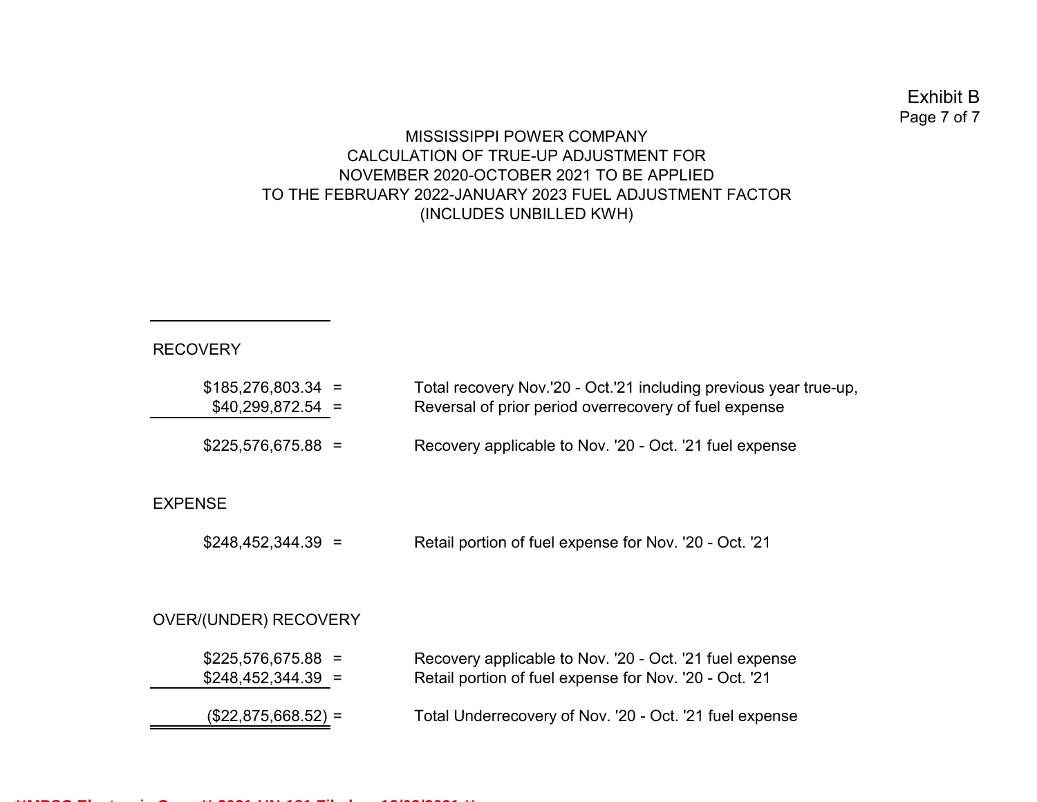Exhibit B

MISSISSIPPI POWER COMPANY
CALCULATION OF TRUE-UP ADJUSTMENT FOR
NOVEMBER 2020-OCTOBER 2021 TO BE APPLIED
TO THE FEBRUARY 2022-JANUARY 2023 FUEL ADJUSTMENT FACTOR
(INCLUDES UNBILLED KWH)

RECOVERY

| | | |
|---|---|---|
| $185,276,803.34 | = | Total recovery Nov.'20 - Oct.'21 including previous year true-up, |
| $40,299,872.54 | = | Reversal of prior period overrecovery of fuel expense |
| $225,576,675.88 | = | Recovery applicable to Nov. '20 - Oct. '21 fuel expense |

EXPENSE

| | | |
|---|---|---|
| $248,452,344.39 | = | Retail portion of fuel expense for Nov. '20 - Oct. '21 |

OVER/(UNDER) RECOVERY

| | | |
|---|---|---|
| $225,576,675.88 | = | Recovery applicable to Nov. '20 - Oct. '21 fuel expense |
| $248,452,344.39 | = | Retail portion of fuel expense for Nov. '20 - Oct. '21 |
| ($22,875,668.52) | = | Total Underrecovery of Nov. '20 - Oct. '21 fuel expense |